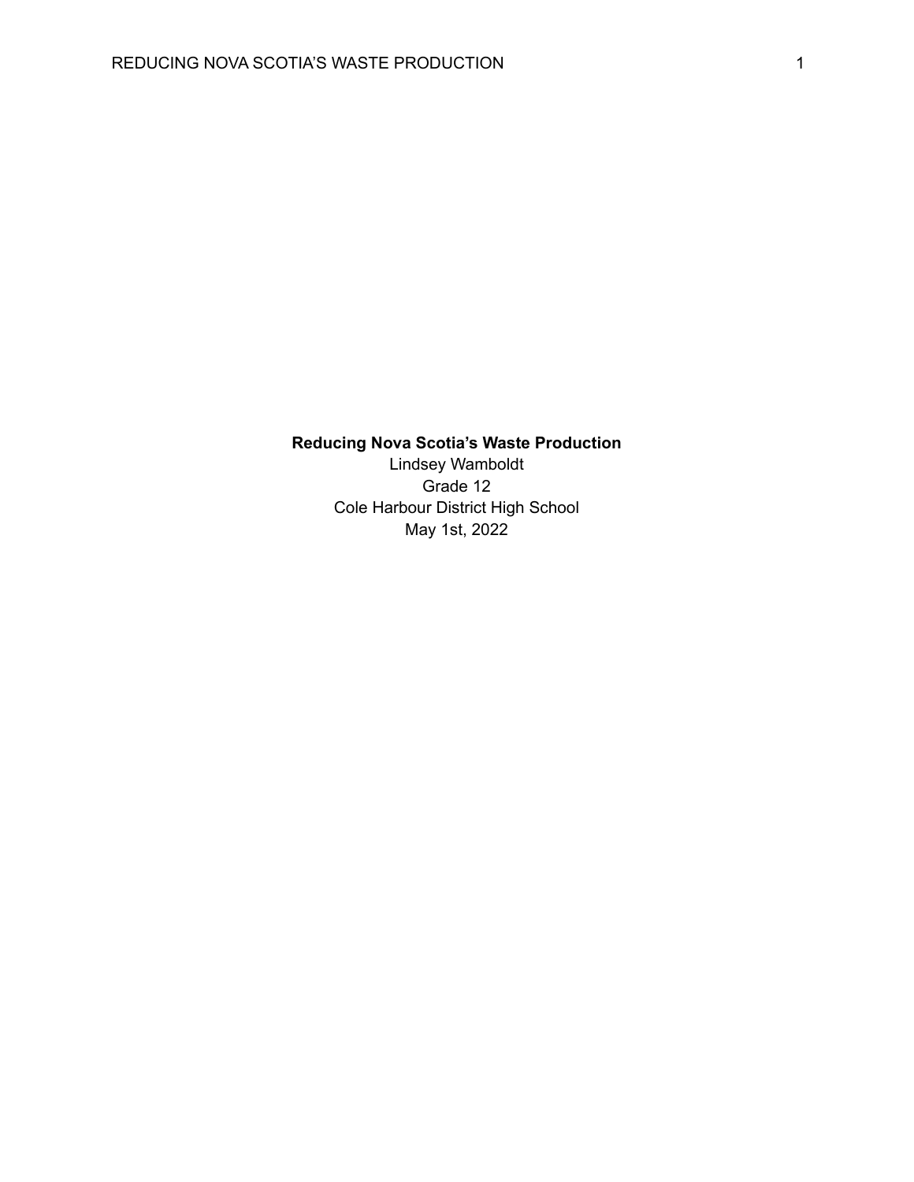**Reducing Nova Scotia's Waste Production**

Lindsey Wamboldt

Grade 12

Cole Harbour District High School

May 1st, 2022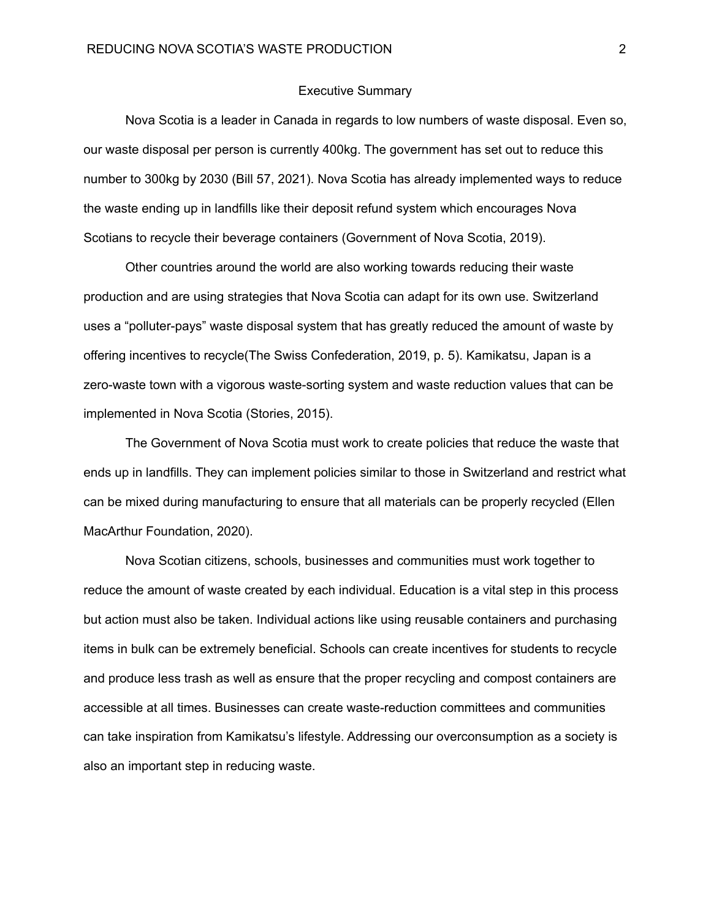## Executive Summary

Nova Scotia is a leader in Canada in regards to low numbers of waste disposal. Even so, our waste disposal per person is currently 400kg. The government has set out to reduce this number to 300kg by 2030 (Bill 57, 2021). Nova Scotia has already implemented ways to reduce the waste ending up in landfills like their deposit refund system which encourages Nova Scotians to recycle their beverage containers (Government of Nova Scotia, 2019).

Other countries around the world are also working towards reducing their waste production and are using strategies that Nova Scotia can adapt for its own use. Switzerland uses a "polluter-pays" waste disposal system that has greatly reduced the amount of waste by offering incentives to recycle(The Swiss Confederation, 2019, p. 5). Kamikatsu, Japan is a zero-waste town with a vigorous waste-sorting system and waste reduction values that can be implemented in Nova Scotia (Stories, 2015).

The Government of Nova Scotia must work to create policies that reduce the waste that ends up in landfills. They can implement policies similar to those in Switzerland and restrict what can be mixed during manufacturing to ensure that all materials can be properly recycled (Ellen MacArthur Foundation, 2020).

Nova Scotian citizens, schools, businesses and communities must work together to reduce the amount of waste created by each individual. Education is a vital step in this process but action must also be taken. Individual actions like using reusable containers and purchasing items in bulk can be extremely beneficial. Schools can create incentives for students to recycle and produce less trash as well as ensure that the proper recycling and compost containers are accessible at all times. Businesses can create waste-reduction committees and communities can take inspiration from Kamikatsu's lifestyle. Addressing our overconsumption as a society is also an important step in reducing waste.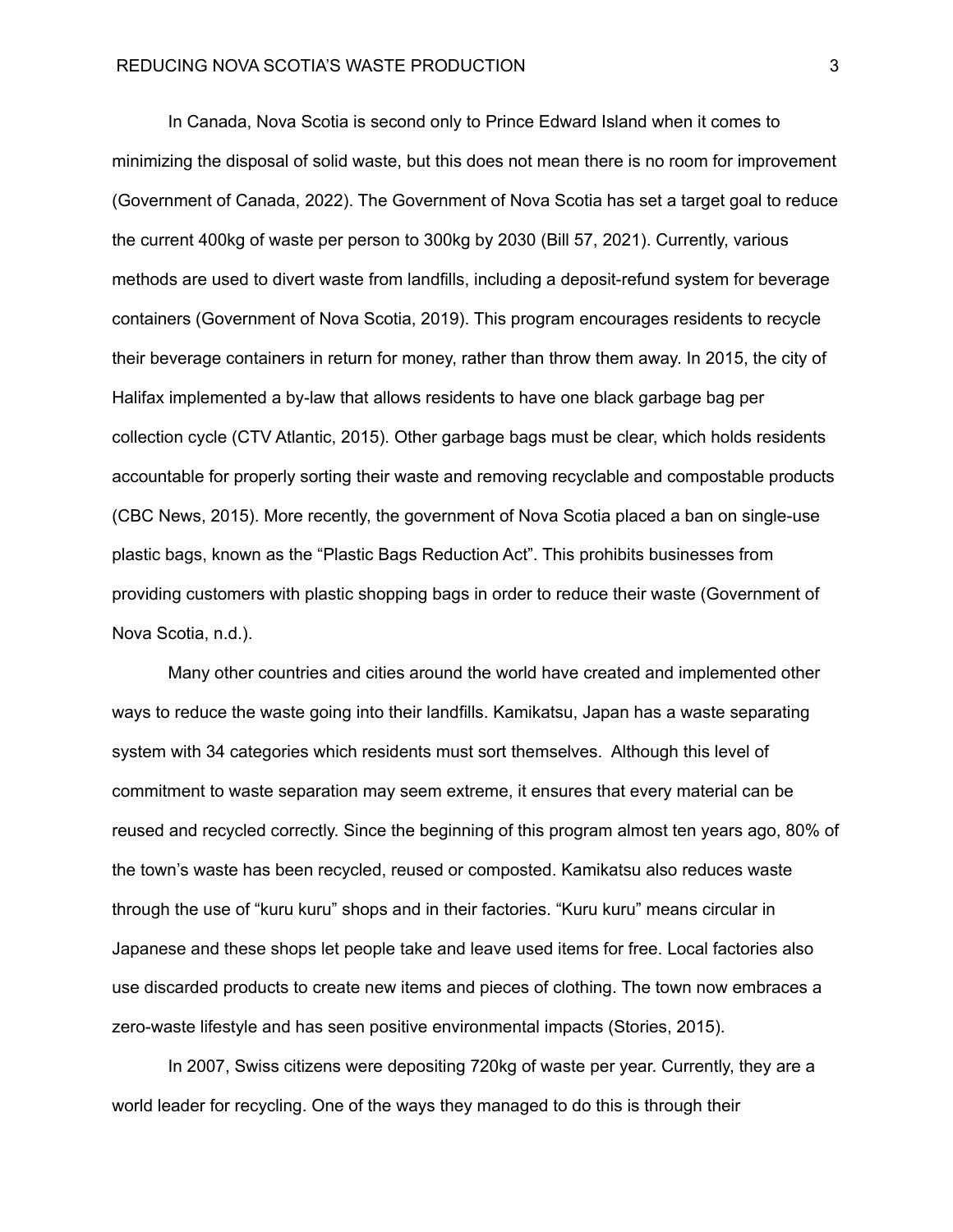In Canada, Nova Scotia is second only to Prince Edward Island when it comes to minimizing the disposal of solid waste, but this does not mean there is no room for improvement (Government of Canada, 2022). The Government of Nova Scotia has set a target goal to reduce the current 400kg of waste per person to 300kg by 2030 (Bill 57, 2021). Currently, various methods are used to divert waste from landfills, including a deposit-refund system for beverage containers (Government of Nova Scotia, 2019). This program encourages residents to recycle their beverage containers in return for money, rather than throw them away. In 2015, the city of Halifax implemented a by-law that allows residents to have one black garbage bag per collection cycle (CTV Atlantic, 2015). Other garbage bags must be clear, which holds residents accountable for properly sorting their waste and removing recyclable and compostable products (CBC News, 2015). More recently, the government of Nova Scotia placed a ban on single-use plastic bags, known as the "Plastic Bags Reduction Act". This prohibits businesses from providing customers with plastic shopping bags in order to reduce their waste (Government of Nova Scotia, n.d.).

Many other countries and cities around the world have created and implemented other ways to reduce the waste going into their landfills. Kamikatsu, Japan has a waste separating system with 34 categories which residents must sort themselves. Although this level of commitment to waste separation may seem extreme, it ensures that every material can be reused and recycled correctly. Since the beginning of this program almost ten years ago, 80% of the town's waste has been recycled, reused or composted. Kamikatsu also reduces waste through the use of "kuru kuru" shops and in their factories. "Kuru kuru" means circular in Japanese and these shops let people take and leave used items for free. Local factories also use discarded products to create new items and pieces of clothing. The town now embraces a zero-waste lifestyle and has seen positive environmental impacts (Stories, 2015).

In 2007, Swiss citizens were depositing 720kg of waste per year. Currently, they are a world leader for recycling. One of the ways they managed to do this is through their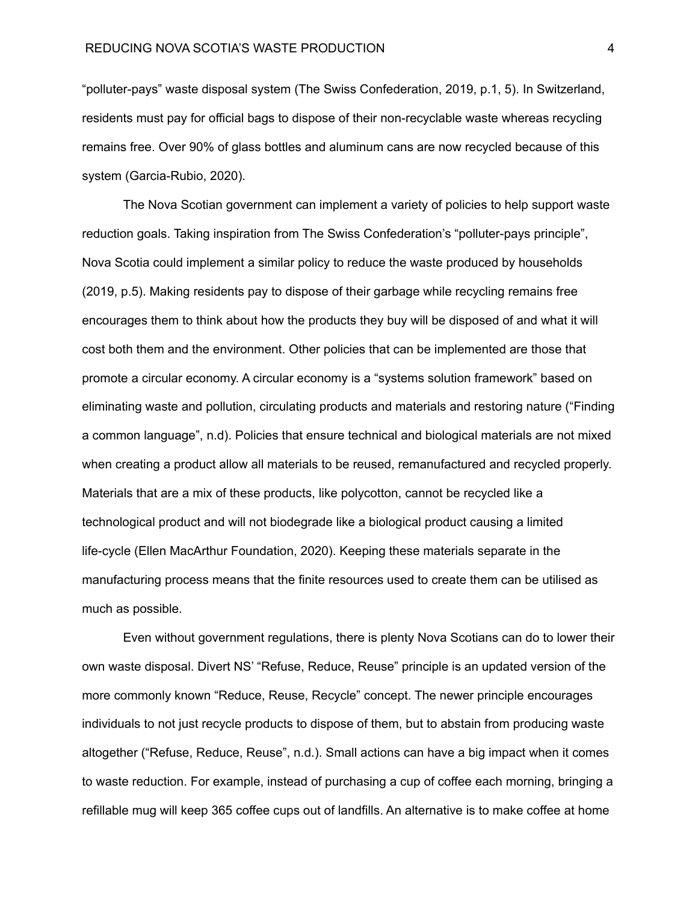"polluter-pays" waste disposal system (The Swiss Confederation, 2019, p.1, 5). In Switzerland, residents must pay for official bags to dispose of their non-recyclable waste whereas recycling remains free. Over 90% of glass bottles and aluminum cans are now recycled because of this system (Garcia-Rubio, 2020).

The Nova Scotian government can implement a variety of policies to help support waste reduction goals. Taking inspiration from The Swiss Confederation's "polluter-pays principle", Nova Scotia could implement a similar policy to reduce the waste produced by households (2019, p.5). Making residents pay to dispose of their garbage while recycling remains free encourages them to think about how the products they buy will be disposed of and what it will cost both them and the environment. Other policies that can be implemented are those that promote a circular economy. A circular economy is a "systems solution framework" based on eliminating waste and pollution, circulating products and materials and restoring nature ("Finding a common language", n.d). Policies that ensure technical and biological materials are not mixed when creating a product allow all materials to be reused, remanufactured and recycled properly. Materials that are a mix of these products, like polycotton, cannot be recycled like a technological product and will not biodegrade like a biological product causing a limited life-cycle (Ellen MacArthur Foundation, 2020). Keeping these materials separate in the manufacturing process means that the finite resources used to create them can be utilised as much as possible.

Even without government regulations, there is plenty Nova Scotians can do to lower their own waste disposal. Divert NS' "Refuse, Reduce, Reuse" principle is an updated version of the more commonly known "Reduce, Reuse, Recycle" concept. The newer principle encourages individuals to not just recycle products to dispose of them, but to abstain from producing waste altogether ("Refuse, Reduce, Reuse", n.d.). Small actions can have a big impact when it comes to waste reduction. For example, instead of purchasing a cup of coffee each morning, bringing a refillable mug will keep 365 coffee cups out of landfills. An alternative is to make coffee at home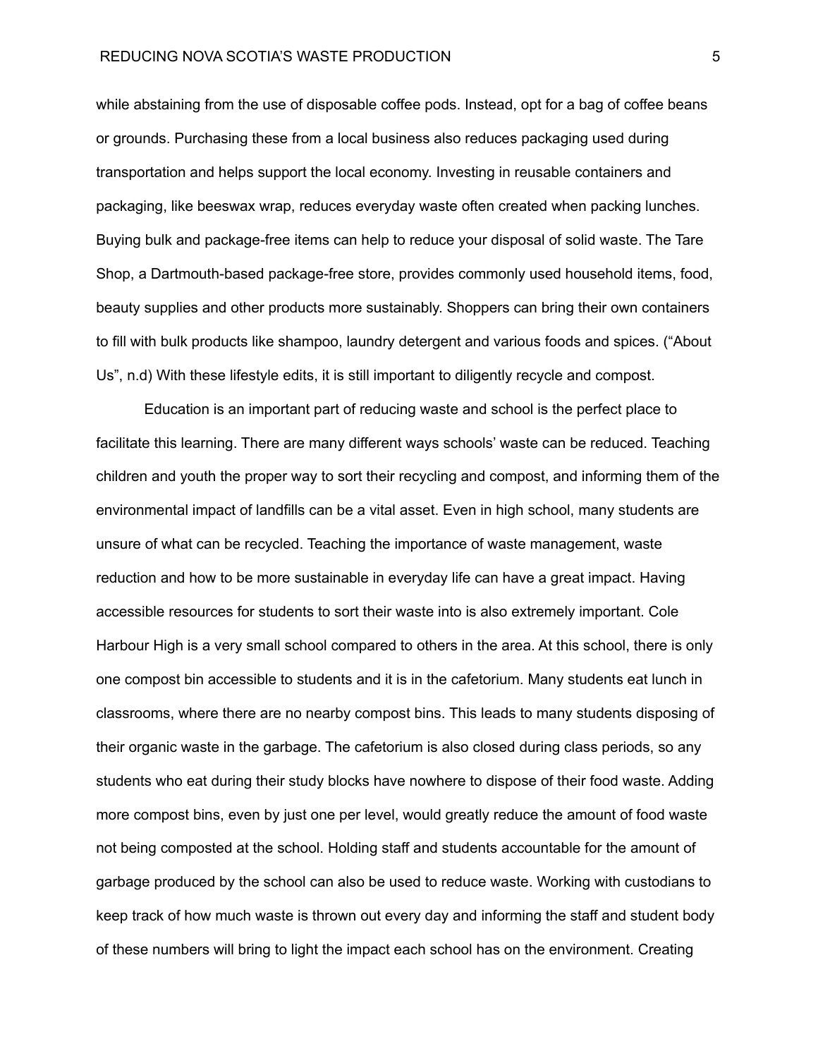while abstaining from the use of disposable coffee pods. Instead, opt for a bag of coffee beans or grounds. Purchasing these from a local business also reduces packaging used during transportation and helps support the local economy. Investing in reusable containers and packaging, like beeswax wrap, reduces everyday waste often created when packing lunches. Buying bulk and package-free items can help to reduce your disposal of solid waste. The Tare Shop, a Dartmouth-based package-free store, provides commonly used household items, food, beauty supplies and other products more sustainably. Shoppers can bring their own containers to fill with bulk products like shampoo, laundry detergent and various foods and spices. ("About Us", n.d) With these lifestyle edits, it is still important to diligently recycle and compost.

Education is an important part of reducing waste and school is the perfect place to facilitate this learning. There are many different ways schools' waste can be reduced. Teaching children and youth the proper way to sort their recycling and compost, and informing them of the environmental impact of landfills can be a vital asset. Even in high school, many students are unsure of what can be recycled. Teaching the importance of waste management, waste reduction and how to be more sustainable in everyday life can have a great impact. Having accessible resources for students to sort their waste into is also extremely important. Cole Harbour High is a very small school compared to others in the area. At this school, there is only one compost bin accessible to students and it is in the cafetorium. Many students eat lunch in classrooms, where there are no nearby compost bins. This leads to many students disposing of their organic waste in the garbage. The cafetorium is also closed during class periods, so any students who eat during their study blocks have nowhere to dispose of their food waste. Adding more compost bins, even by just one per level, would greatly reduce the amount of food waste not being composted at the school. Holding staff and students accountable for the amount of garbage produced by the school can also be used to reduce waste. Working with custodians to keep track of how much waste is thrown out every day and informing the staff and student body of these numbers will bring to light the impact each school has on the environment. Creating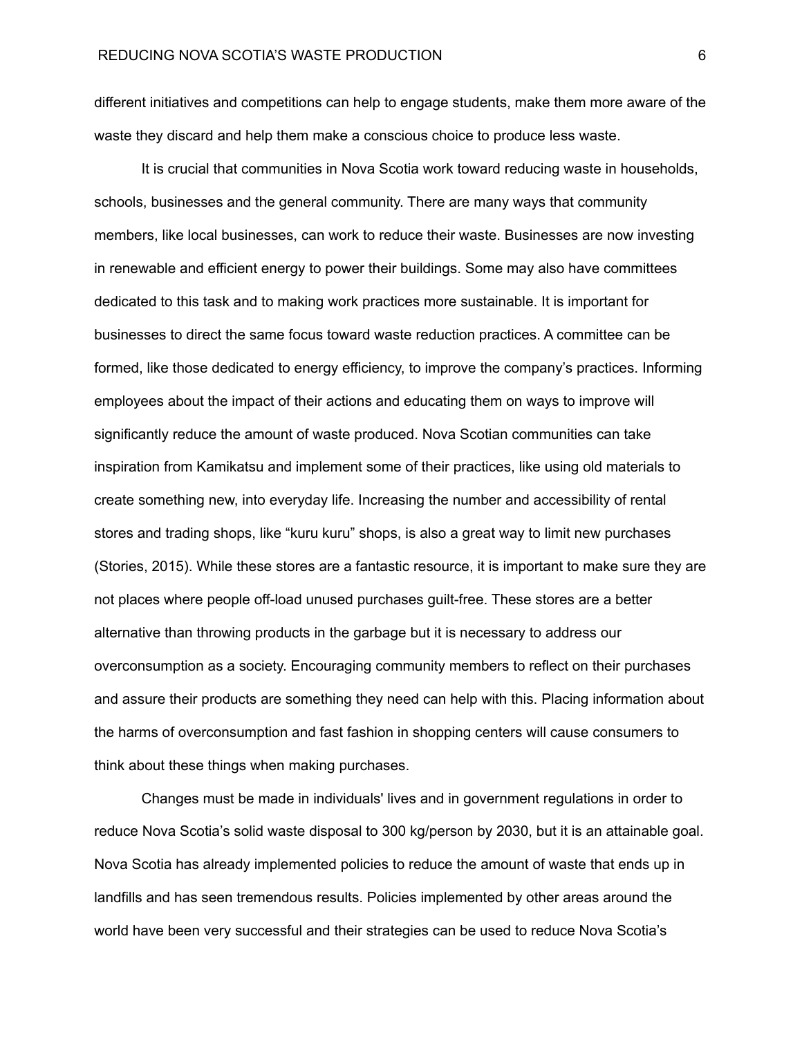different initiatives and competitions can help to engage students, make them more aware of the waste they discard and help them make a conscious choice to produce less waste.

It is crucial that communities in Nova Scotia work toward reducing waste in households, schools, businesses and the general community. There are many ways that community members, like local businesses, can work to reduce their waste. Businesses are now investing in renewable and efficient energy to power their buildings. Some may also have committees dedicated to this task and to making work practices more sustainable. It is important for businesses to direct the same focus toward waste reduction practices. A committee can be formed, like those dedicated to energy efficiency, to improve the company's practices. Informing employees about the impact of their actions and educating them on ways to improve will significantly reduce the amount of waste produced. Nova Scotian communities can take inspiration from Kamikatsu and implement some of their practices, like using old materials to create something new, into everyday life. Increasing the number and accessibility of rental stores and trading shops, like "kuru kuru" shops, is also a great way to limit new purchases (Stories, 2015). While these stores are a fantastic resource, it is important to make sure they are not places where people off-load unused purchases guilt-free. These stores are a better alternative than throwing products in the garbage but it is necessary to address our overconsumption as a society. Encouraging community members to reflect on their purchases and assure their products are something they need can help with this. Placing information about the harms of overconsumption and fast fashion in shopping centers will cause consumers to think about these things when making purchases.

Changes must be made in individuals' lives and in government regulations in order to reduce Nova Scotia's solid waste disposal to 300 kg/person by 2030, but it is an attainable goal. Nova Scotia has already implemented policies to reduce the amount of waste that ends up in landfills and has seen tremendous results. Policies implemented by other areas around the world have been very successful and their strategies can be used to reduce Nova Scotia's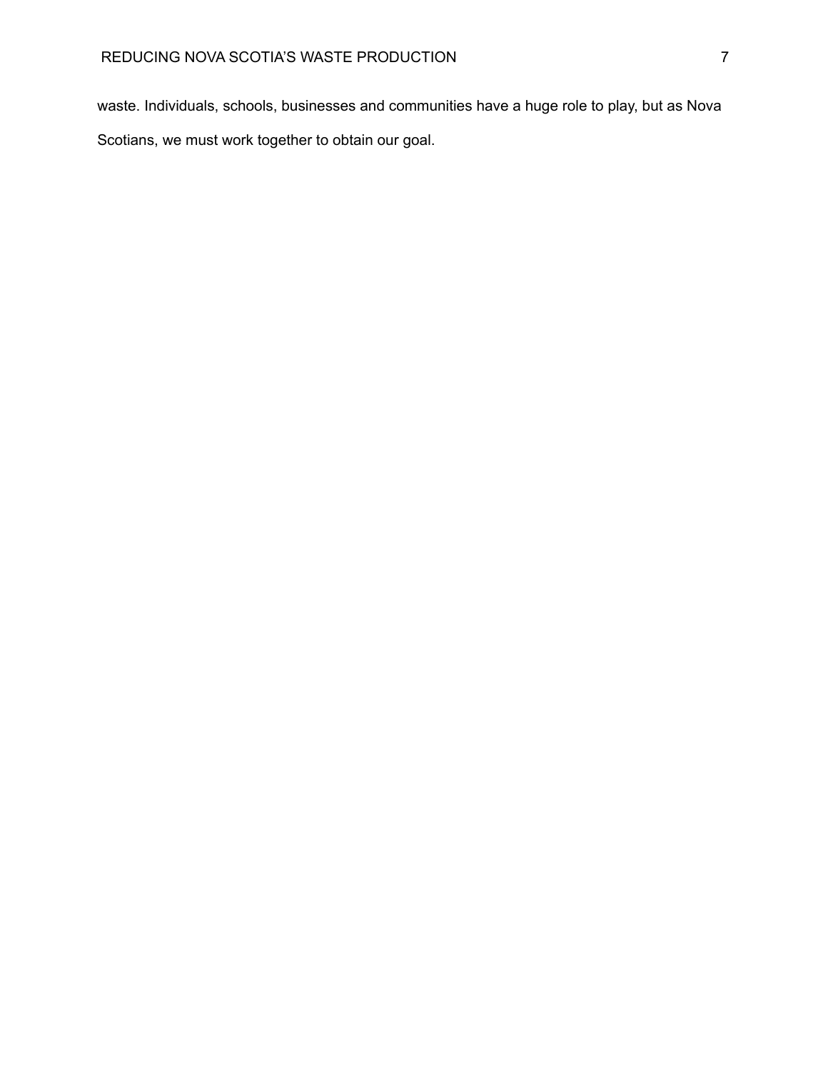waste. Individuals, schools, businesses and communities have a huge role to play, but as Nova Scotians, we must work together to obtain our goal.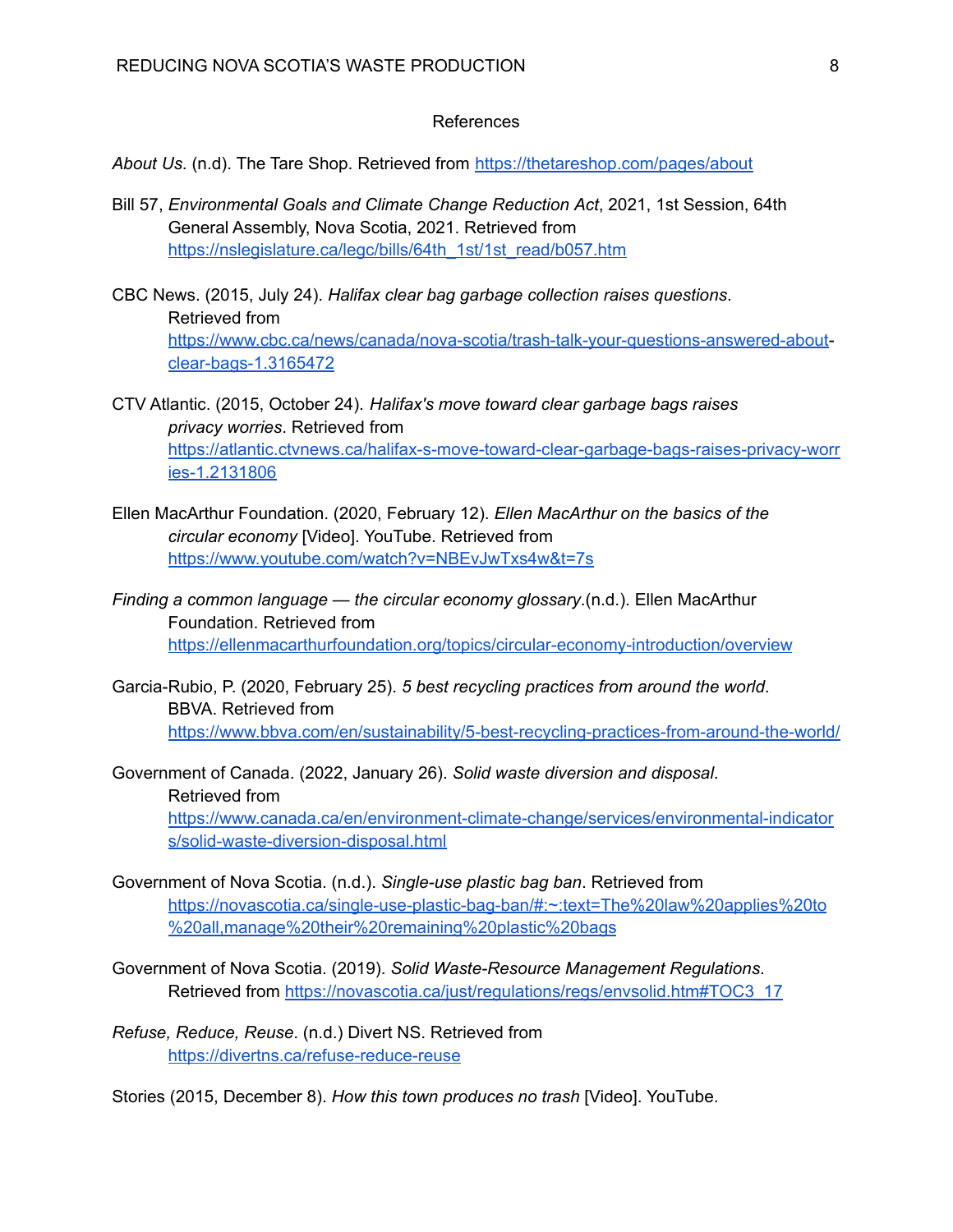# References

*About Us*. (n.d). The Tare Shop. Retrieved from https://thetareshop.com/pages/about

Bill 57, *Environmental Goals and Climate Change Reduction Act*, 2021, 1st Session, 64th General Assembly, Nova Scotia, 2021. Retrieved from https://nslegislature.ca/legc/bills/64th_1st/1st_read/b057.htm

CBC News. (2015, July 24). *Halifax clear bag garbage collection raises questions*. Retrieved from https://www.cbc.ca/news/canada/nova-scotia/trash-talk-your-questions-answered-about-clear-bags-1.3165472

CTV Atlantic. (2015, October 24). *Halifax's move toward clear garbage bags raises privacy worries*. Retrieved from https://atlantic.ctvnews.ca/halifax-s-move-toward-clear-garbage-bags-raises-privacy-worries-1.2131806

Ellen MacArthur Foundation. (2020, February 12). *Ellen MacArthur on the basics of the circular economy* [Video]. YouTube. Retrieved from https://www.youtube.com/watch?v=NBEvJwTxs4w&t=7s

*Finding a common language — the circular economy glossary*.(n.d.). Ellen MacArthur Foundation. Retrieved from https://ellenmacarthurfoundation.org/topics/circular-economy-introduction/overview

Garcia-Rubio, P. (2020, February 25). *5 best recycling practices from around the world*. BBVA. Retrieved from https://www.bbva.com/en/sustainability/5-best-recycling-practices-from-around-the-world/

Government of Canada. (2022, January 26). *Solid waste diversion and disposal*. Retrieved from https://www.canada.ca/en/environment-climate-change/services/environmental-indicators/solid-waste-diversion-disposal.html

Government of Nova Scotia. (n.d.). *Single-use plastic bag ban*. Retrieved from https://novascotia.ca/single-use-plastic-bag-ban/#:~:text=The%20law%20applies%20to%20all,manage%20their%20remaining%20plastic%20bags

Government of Nova Scotia. (2019). *Solid Waste-Resource Management Regulations*. Retrieved from https://novascotia.ca/just/regulations/regs/envsolid.htm#TOC3_17

*Refuse, Reduce, Reuse*. (n.d.) Divert NS. Retrieved from https://divertns.ca/refuse-reduce-reuse

Stories (2015, December 8). *How this town produces no trash* [Video]. YouTube.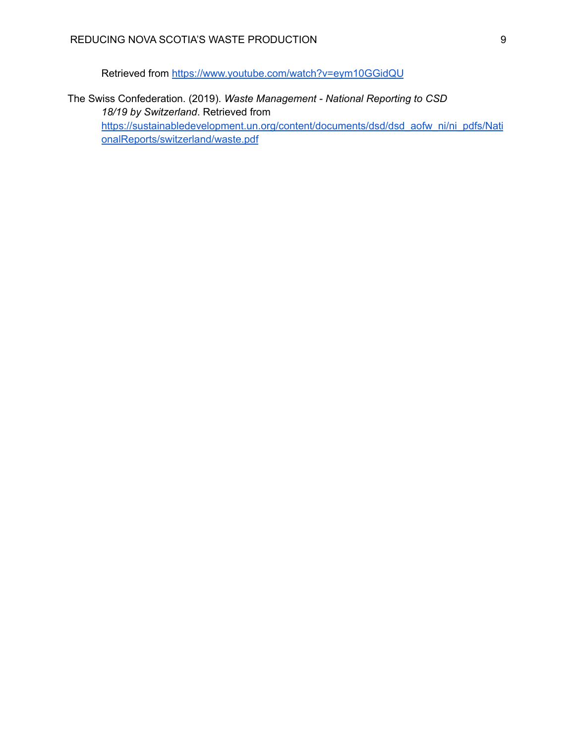Retrieved from https://www.youtube.com/watch?v=eym10GGidQU

The Swiss Confederation. (2019). *Waste Management - National Reporting to CSD 18/19 by Switzerland*. Retrieved from https://sustainabledevelopment.un.org/content/documents/dsd/dsd_aofw_ni/ni_pdfs/NationalReports/switzerland/waste.pdf